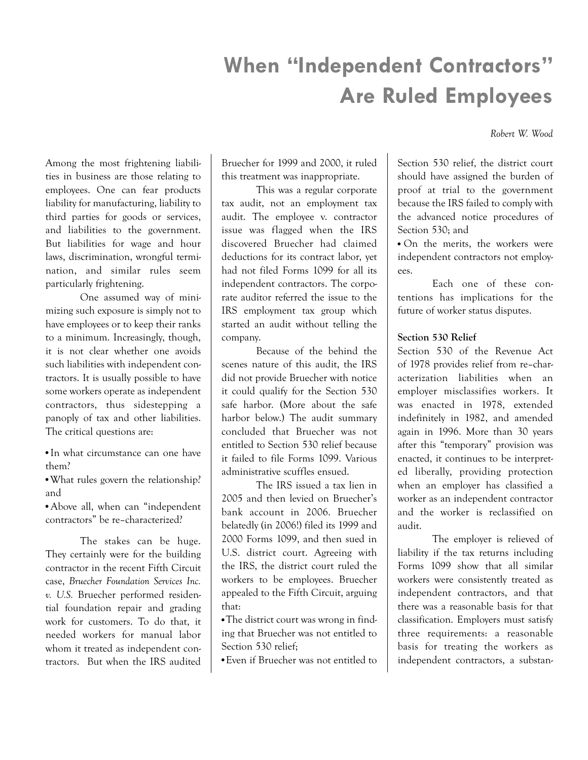# When "Independent Contractors" Are Ruled Employees

*Robert W. Wood*

Among the most frightening liabilities in business are those relating to employees. One can fear products liability for manufacturing, liability to third parties for goods or services, and liabilities to the government. But liabilities for wage and hour laws, discrimination, wrongful termination, and similar rules seem particularly frightening.

One assumed way of minimizing such exposure is simply not to have employees or to keep their ranks to a minimum. Increasingly, though, it is not clear whether one avoids such liabilities with independent contractors. It is usually possible to have some workers operate as independent contractors, thus sidestepping a panoply of tax and other liabilities. The critical questions are:

- In what circumstance can one have them?
- What rules govern the relationship? and
- Above all, when can "independent contractors" be re–characterized?

The stakes can be huge. They certainly were for the building contractor in the recent Fifth Circuit case, *Bruecher Foundation Services Inc. v. U.S.* Bruecher performed residential foundation repair and grading work for customers. To do that, it needed workers for manual labor whom it treated as independent contractors. But when the IRS audited Bruecher for 1999 and 2000, it ruled this treatment was inappropriate.

This was a regular corporate tax audit, not an employment tax audit. The employee v. contractor issue was flagged when the IRS discovered Bruecher had claimed deductions for its contract labor, yet had not filed Forms 1099 for all its independent contractors. The corporate auditor referred the issue to the IRS employment tax group which started an audit without telling the company.

Because of the behind the scenes nature of this audit, the IRS did not provide Bruecher with notice it could qualify for the Section 530 safe harbor. (More about the safe harbor below.) The audit summary concluded that Bruecher was not entitled to Section 530 relief because it failed to file Forms 1099. Various administrative scuffles ensued.

The IRS issued a tax lien in 2005 and then levied on Bruecher's bank account in 2006. Bruecher belatedly (in 2006!) filed its 1999 and 2000 Forms 1099, and then sued in U.S. district court. Agreeing with the IRS, the district court ruled the workers to be employees. Bruecher appealed to the Fifth Circuit, arguing that:

- The district court was wrong in finding that Bruecher was not entitled to Section 530 relief;
- Even if Bruecher was not entitled to Section 530 relief, the district court should have assigned the burden of proof at trial to the government because the IRS failed to comply with the advanced notice procedures of Section 530; and
- On the merits, the workers were independent contractors not employees.

Each one of these contentions has implications for the future of worker status disputes.

**Section 530 Relief**

Section 530 of the Revenue Act of 1978 provides relief from re–characterization liabilities when an employer misclassifies workers. It was enacted in 1978, extended indefinitely in 1982, and amended again in 1996. More than 30 years after this "temporary" provision was enacted, it continues to be interpreted liberally, providing protection when an employer has classified a worker as an independent contractor and the worker is reclassified on audit.

The employer is relieved of liability if the tax returns including Forms 1099 show that all similar workers were consistently treated as independent contractors, and that there was a reasonable basis for that classification. Employers must satisfy three requirements: a reasonable basis for treating the workers as independent contractors, a substan-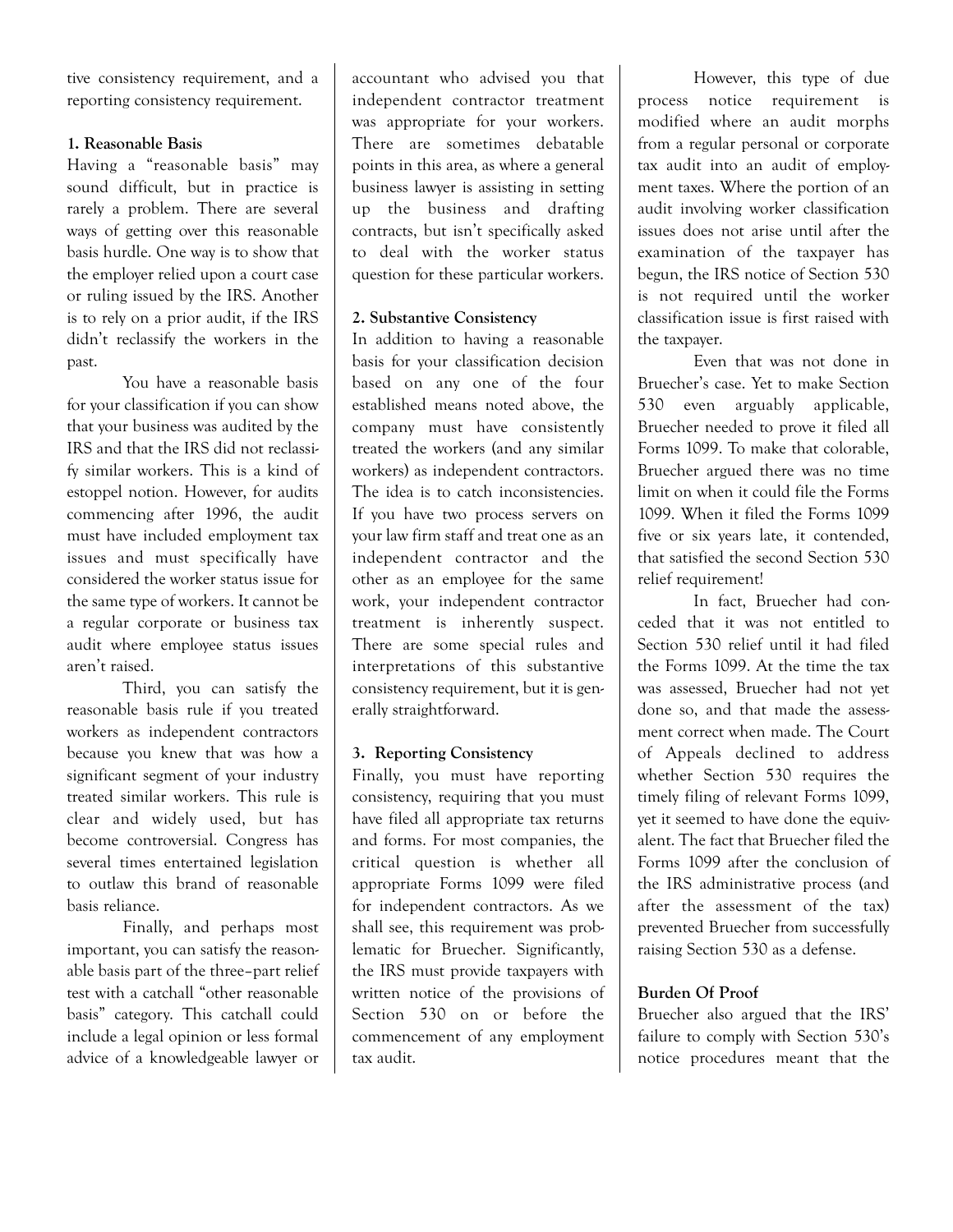tive consistency requirement, and a reporting consistency requirement.

**1. Reasonable Basis**

Having a "reasonable basis" may sound difficult, but in practice is rarely a problem. There are several ways of getting over this reasonable basis hurdle. One way is to show that the employer relied upon a court case or ruling issued by the IRS. Another is to rely on a prior audit, if the IRS didn't reclassify the workers in the past.

You have a reasonable basis for your classification if you can show that your business was audited by the IRS and that the IRS did not reclassify similar workers. This is a kind of estoppel notion. However, for audits commencing after 1996, the audit must have included employment tax issues and must specifically have considered the worker status issue for the same type of workers. It cannot be a regular corporate or business tax audit where employee status issues aren't raised.

Third, you can satisfy the reasonable basis rule if you treated workers as independent contractors because you knew that was how a significant segment of your industry treated similar workers. This rule is clear and widely used, but has become controversial. Congress has several times entertained legislation to outlaw this brand of reasonable basis reliance.

Finally, and perhaps most important, you can satisfy the reasonable basis part of the three–part relief test with a catchall "other reasonable basis" category. This catchall could include a legal opinion or less formal advice of a knowledgeable lawyer or accountant who advised you that independent contractor treatment was appropriate for your workers. There are sometimes debatable points in this area, as where a general business lawyer is assisting in setting up the business and drafting contracts, but isn't specifically asked to deal with the worker status question for these particular workers.

**2. Substantive Consistency**

In addition to having a reasonable basis for your classification decision based on any one of the four established means noted above, the company must have consistently treated the workers (and any similar workers) as independent contractors. The idea is to catch inconsistencies. If you have two process servers on your law firm staff and treat one as an independent contractor and the other as an employee for the same work, your independent contractor treatment is inherently suspect. There are some special rules and interpretations of this substantive consistency requirement, but it is generally straightforward.

**3. Reporting Consistency**

Finally, you must have reporting consistency, requiring that you must have filed all appropriate tax returns and forms. For most companies, the critical question is whether all appropriate Forms 1099 were filed for independent contractors. As we shall see, this requirement was problematic for Bruecher. Significantly, the IRS must provide taxpayers with written notice of the provisions of Section 530 on or before the commencement of any employment tax audit.

However, this type of due process notice requirement is modified where an audit morphs from a regular personal or corporate tax audit into an audit of employment taxes. Where the portion of an audit involving worker classification issues does not arise until after the examination of the taxpayer has begun, the IRS notice of Section 530 is not required until the worker classification issue is first raised with the taxpayer.

Even that was not done in Bruecher's case. Yet to make Section 530 even arguably applicable, Bruecher needed to prove it filed all Forms 1099. To make that colorable, Bruecher argued there was no time limit on when it could file the Forms 1099. When it filed the Forms 1099 five or six years late, it contended, that satisfied the second Section 530 relief requirement!

In fact, Bruecher had conceded that it was not entitled to Section 530 relief until it had filed the Forms 1099. At the time the tax was assessed, Bruecher had not yet done so, and that made the assessment correct when made. The Court of Appeals declined to address whether Section 530 requires the timely filing of relevant Forms 1099, yet it seemed to have done the equivalent. The fact that Bruecher filed the Forms 1099 after the conclusion of the IRS administrative process (and after the assessment of the tax) prevented Bruecher from successfully raising Section 530 as a defense.

**Burden Of Proof**

Bruecher also argued that the IRS' failure to comply with Section 530's notice procedures meant that the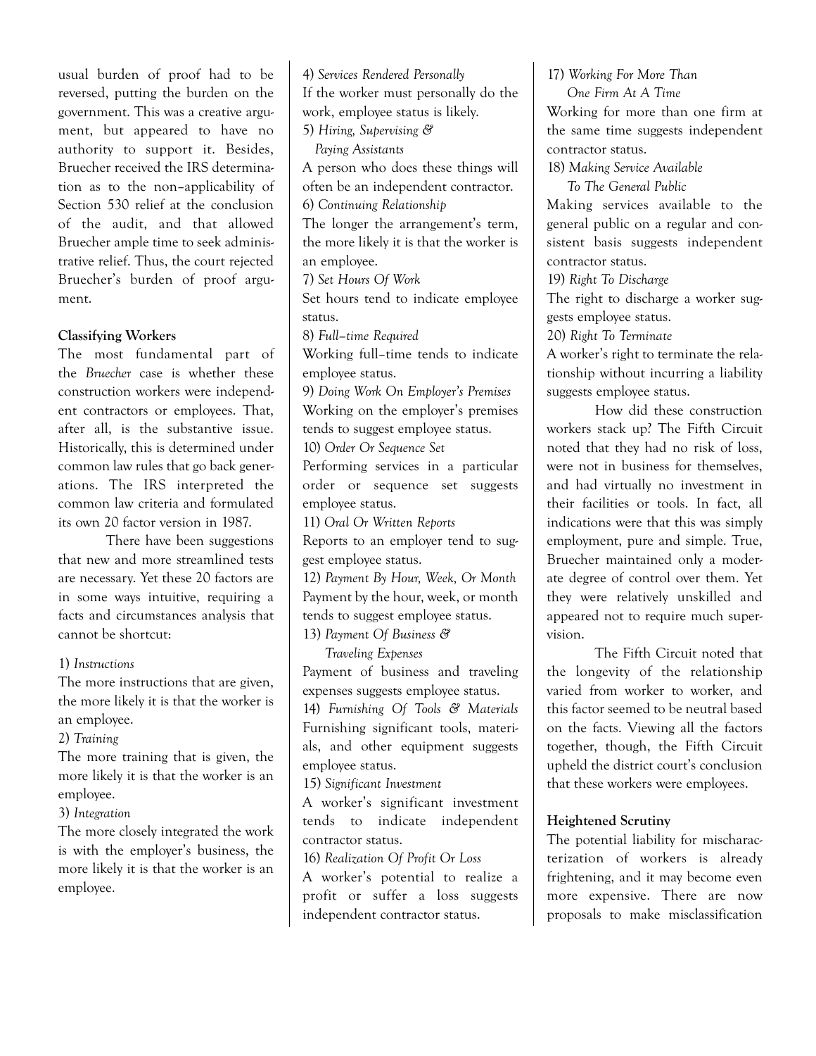usual burden of proof had to be reversed, putting the burden on the government. This was a creative argument, but appeared to have no authority to support it. Besides, Bruecher received the IRS determination as to the non–applicability of Section 530 relief at the conclusion of the audit, and that allowed Bruecher ample time to seek administrative relief. Thus, the court rejected Bruecher's burden of proof argument.

**Classifying Workers**

The most fundamental part of the *Bruecher* case is whether these construction workers were independent contractors or employees. That, after all, is the substantive issue. Historically, this is determined under common law rules that go back generations. The IRS interpreted the common law criteria and formulated its own 20 factor version in 1987.

There have been suggestions that new and more streamlined tests are necessary. Yet these 20 factors are in some ways intuitive, requiring a facts and circumstances analysis that cannot be shortcut:

1) *Instructions*
The more instructions that are given, the more likely it is that the worker is an employee.

2) *Training*
The more training that is given, the more likely it is that the worker is an employee.

3) *Integration*
The more closely integrated the work is with the employer's business, the more likely it is that the worker is an employee.

4) *Services Rendered Personally*
If the worker must personally do the work, employee status is likely.

5) *Hiring, Supervising & Paying Assistants*
A person who does these things will often be an independent contractor.

6) *Continuing Relationship*
The longer the arrangement's term, the more likely it is that the worker is an employee.

7) *Set Hours Of Work*
Set hours tend to indicate employee status.

8) *Full–time Required*
Working full–time tends to indicate employee status.

9) *Doing Work On Employer's Premises*
Working on the employer's premises tends to suggest employee status.

10) *Order Or Sequence Set*
Performing services in a particular order or sequence set suggests employee status.

11) *Oral Or Written Reports*
Reports to an employer tend to suggest employee status.

12) *Payment By Hour, Week, Or Month*
Payment by the hour, week, or month tends to suggest employee status.

13) *Payment Of Business & Traveling Expenses*
Payment of business and traveling expenses suggests employee status.

14) *Furnishing Of Tools & Materials*
Furnishing significant tools, materials, and other equipment suggests employee status.

15) *Significant Investment*
A worker's significant investment tends to indicate independent contractor status.

16) *Realization Of Profit Or Loss*
A worker's potential to realize a profit or suffer a loss suggests independent contractor status.

17) *Working For More Than One Firm At A Time*
Working for more than one firm at the same time suggests independent contractor status.

18) *Making Service Available To The General Public*
Making services available to the general public on a regular and consistent basis suggests independent contractor status.

19) *Right To Discharge*
The right to discharge a worker suggests employee status.

20) *Right To Terminate*
A worker's right to terminate the relationship without incurring a liability suggests employee status.

How did these construction workers stack up? The Fifth Circuit noted that they had no risk of loss, were not in business for themselves, and had virtually no investment in their facilities or tools. In fact, all indications were that this was simply employment, pure and simple. True, Bruecher maintained only a moderate degree of control over them. Yet they were relatively unskilled and appeared not to require much supervision.

The Fifth Circuit noted that the longevity of the relationship varied from worker to worker, and this factor seemed to be neutral based on the facts. Viewing all the factors together, though, the Fifth Circuit upheld the district court's conclusion that these workers were employees.

**Heightened Scrutiny**

The potential liability for mischaracterization of workers is already frightening, and it may become even more expensive. There are now proposals to make misclassification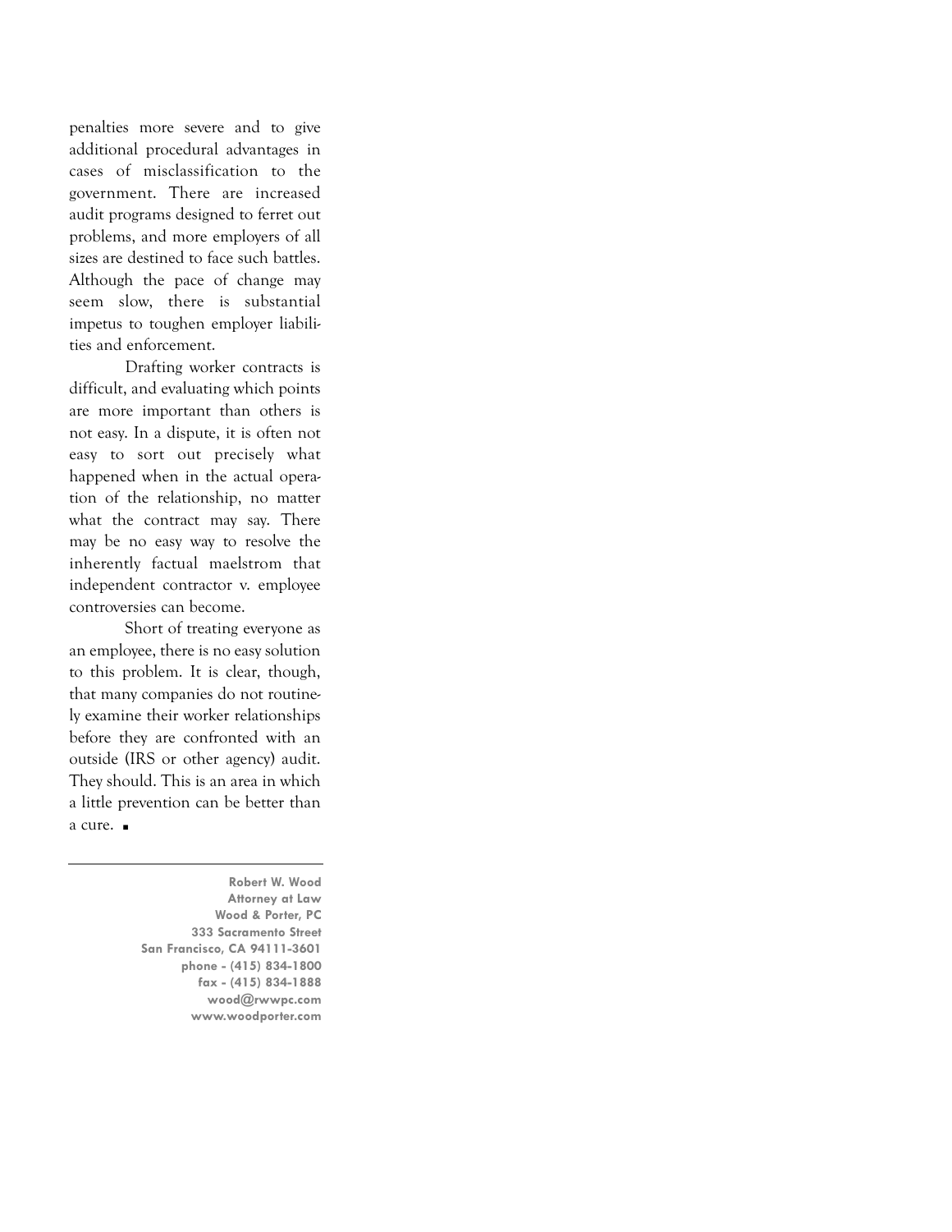penalties more severe and to give additional procedural advantages in cases of misclassification to the government. There are increased audit programs designed to ferret out problems, and more employers of all sizes are destined to face such battles. Although the pace of change may seem slow, there is substantial impetus to toughen employer liabilities and enforcement.

Drafting worker contracts is difficult, and evaluating which points are more important than others is not easy. In a dispute, it is often not easy to sort out precisely what happened when in the actual operation of the relationship, no matter what the contract may say. There may be no easy way to resolve the inherently factual maelstrom that independent contractor v. employee controversies can become.

Short of treating everyone as an employee, there is no easy solution to this problem. It is clear, though, that many companies do not routinely examine their worker relationships before they are confronted with an outside (IRS or other agency) audit. They should. This is an area in which a little prevention can be better than a cure. ■

---

**Robert W. Wood**
**Attorney at Law**
**Wood & Porter, PC**
**333 Sacramento Street**
**San Francisco, CA 94111-3601**
**phone - (415) 834-1800**
**fax - (415) 834-1888**
**wood@rwwpc.com**
**www.woodporter.com**